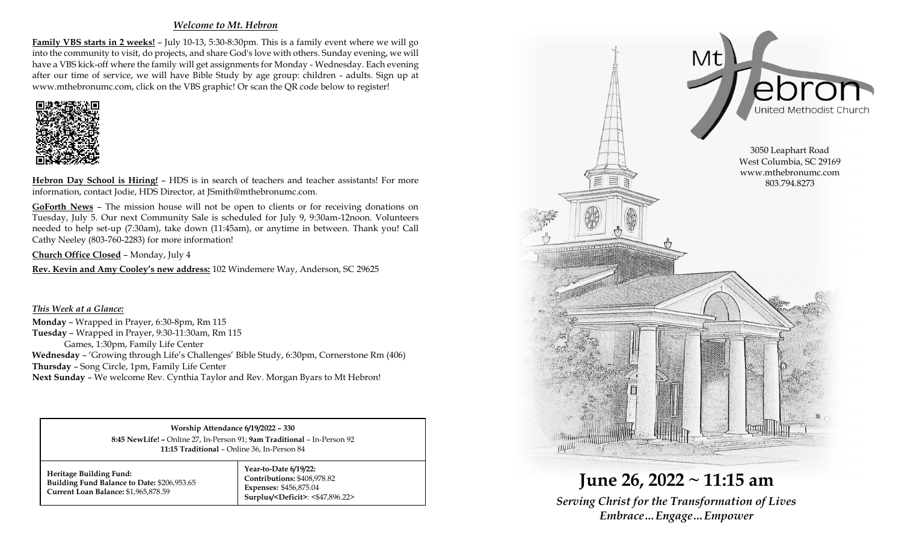## *Welcome to Mt. Hebron*

**Family VBS starts in 2 weeks!** – July 10-13, 5:30-8:30pm. This is a family event where we will go into the community to visit, do projects, and share God's love with others. Sunday evening, we will have a VBS kick-off where the family will get assignments for Monday - Wednesday. Each evening after our time of service, we will have Bible Study by age group: children - adults. Sign up at www.mthebronumc.com, click on the VBS graphic! Or scan the QR code below to register!

**Hebron Day School is Hiring!** – HDS is in search of teachers and teacher assistants! For more information, contact Jodie, HDS Director, at JSmith@mthebronumc.com.

**GoForth News** – The mission house will not be open to clients or for receiving donations on Tuesday, July 5. Our next Community Sale is scheduled for July 9, 9:30am-12noon. Volunteers needed to help set-up (7:30am), take down (11:45am), or anytime in between. Thank you! Call Cathy Neeley (803-760-2283) for more information!

**Church Office Closed** – Monday, July 4

**Rev. Kevin and Amy Cooley's new address:** 102 Windemere Way, Anderson, SC 29625

### *This Week at a Glance:*

**Monday** – Wrapped in Prayer, 6:30-8pm, Rm 115
**Tuesday** – Wrapped in Prayer, 9:30-11:30am, Rm 115
Games, 1:30pm, Family Life Center
**Wednesday** – 'Growing through Life's Challenges' Bible Study, 6:30pm, Cornerstone Rm (406)
**Thursday** – Song Circle, 1pm, Family Life Center
**Next Sunday** – We welcome Rev. Cynthia Taylor and Rev. Morgan Byars to Mt Hebron!

| **Worship Attendance 6/19/2022 – 330** **8:45 NewLife!** – Online 27, In-Person 91; **9am Traditional** – In-Person 92 **11:15 Traditional** – Online 36, In-Person 84 | |
|---|---|
| **Heritage Building Fund:** **Building Fund Balance to Date:** $206,953.65 **Current Loan Balance:** $1,965,878.59 | **Year-to-Date 6/19/22:** **Contributions:** $408,978.82 **Expenses:** $456,875.04 **Surplus/<Deficit>**: <$47,896.22> |

# Mt Hebron United Methodist Church

3050 Leaphart Road
West Columbia, SC 29169
www.mthebronumc.com
803.794.8273

# June 26, 2022 ~ 11:15 am

***Serving Christ for the Transformation of Lives***
***Embrace…Engage…Empower***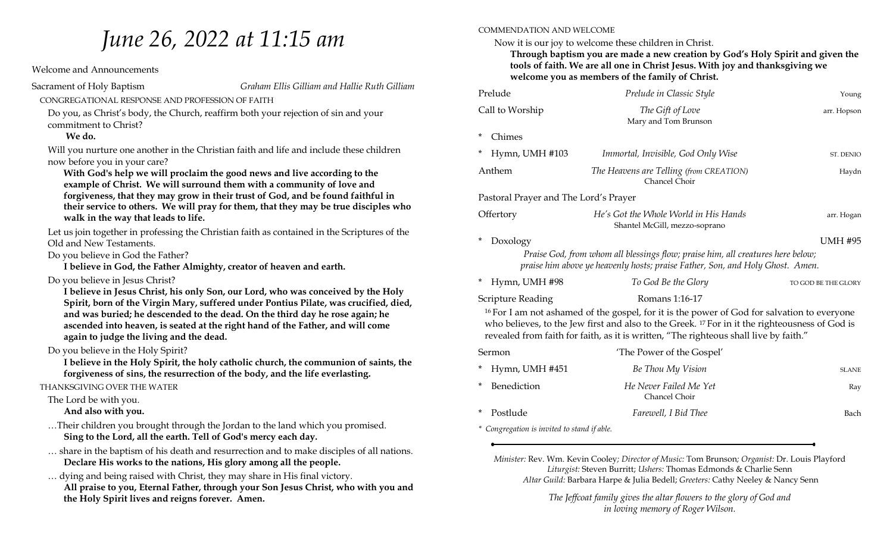# *June 26, 2022 at 11:15 am*

Welcome and Announcements

Sacrament of Holy Baptism — *Graham Ellis Gilliam and Hallie Ruth Gilliam*

CONGREGATIONAL RESPONSE AND PROFESSION OF FAITH

Do you, as Christ's body, the Church, reaffirm both your rejection of sin and your commitment to Christ?

**We do.**

Will you nurture one another in the Christian faith and life and include these children now before you in your care?

**With God's help we will proclaim the good news and live according to the example of Christ. We will surround them with a community of love and forgiveness, that they may grow in their trust of God, and be found faithful in their service to others. We will pray for them, that they may be true disciples who walk in the way that leads to life.**

Let us join together in professing the Christian faith as contained in the Scriptures of the Old and New Testaments.

Do you believe in God the Father?

**I believe in God, the Father Almighty, creator of heaven and earth.**

Do you believe in Jesus Christ?

**I believe in Jesus Christ, his only Son, our Lord, who was conceived by the Holy Spirit, born of the Virgin Mary, suffered under Pontius Pilate, was crucified, died, and was buried; he descended to the dead. On the third day he rose again; he ascended into heaven, is seated at the right hand of the Father, and will come again to judge the living and the dead.**

Do you believe in the Holy Spirit?

**I believe in the Holy Spirit, the holy catholic church, the communion of saints, the forgiveness of sins, the resurrection of the body, and the life everlasting.**

THANKSGIVING OVER THE WATER

The Lord be with you.

**And also with you.**

…Their children you brought through the Jordan to the land which you promised.

**Sing to the Lord, all the earth. Tell of God's mercy each day.**

… share in the baptism of his death and resurrection and to make disciples of all nations.

**Declare His works to the nations, His glory among all the people.**

… dying and being raised with Christ, they may share in His final victory.

**All praise to you, Eternal Father, through your Son Jesus Christ, who with you and the Holy Spirit lives and reigns forever. Amen.**

COMMENDATION AND WELCOME

Now it is our joy to welcome these children in Christ.

**Through baptism you are made a new creation by God's Holy Spirit and given the tools of faith. We are all one in Christ Jesus. With joy and thanksgiving we welcome you as members of the family of Christ.**

Prelude — *Prelude in Classic Style* — Young

Call to Worship — *The Gift of Love* — arr. Hopson
Mary and Tom Brunson

\* Chimes

\* Hymn, UMH #103 — *Immortal, Invisible, God Only Wise* — ST. DENIO

Anthem — *The Heavens are Telling (from CREATION)* — Haydn
Chancel Choir

Pastoral Prayer and The Lord's Prayer

Offertory — *He's Got the Whole World in His Hands* — arr. Hogan
Shantel McGill, mezzo-soprano

\* Doxology — UMH #95

*Praise God, from whom all blessings flow; praise him, all creatures here below; praise him above ye heavenly hosts; praise Father, Son, and Holy Ghost. Amen.*

\* Hymn, UMH #98 — *To God Be the Glory* — TO GOD BE THE GLORY

Scripture Reading — Romans 1:16-17

[16] For I am not ashamed of the gospel, for it is the power of God for salvation to everyone who believes, to the Jew first and also to the Greek. [17] For in it the righteousness of God is revealed from faith for faith, as it is written, "The righteous shall live by faith."

Sermon — 'The Power of the Gospel'

\* Hymn, UMH #451 — *Be Thou My Vision* — SLANE

\* Benediction — *He Never Failed Me Yet* — Ray
Chancel Choir

\* Postlude — *Farewell, I Bid Thee* — Bach

*\* Congregation is invited to stand if able.*

---

*Minister:* Rev. Wm. Kevin Cooley; *Director of Music:* Tom Brunson; *Organist:* Dr. Louis Playford
*Liturgist:* Steven Burritt; *Ushers:* Thomas Edmonds & Charlie Senn
*Altar Guild:* Barbara Harpe & Julia Bedell; *Greeters:* Cathy Neeley & Nancy Senn

*The Jeffcoat family gives the altar flowers to the glory of God and in loving memory of Roger Wilson.*